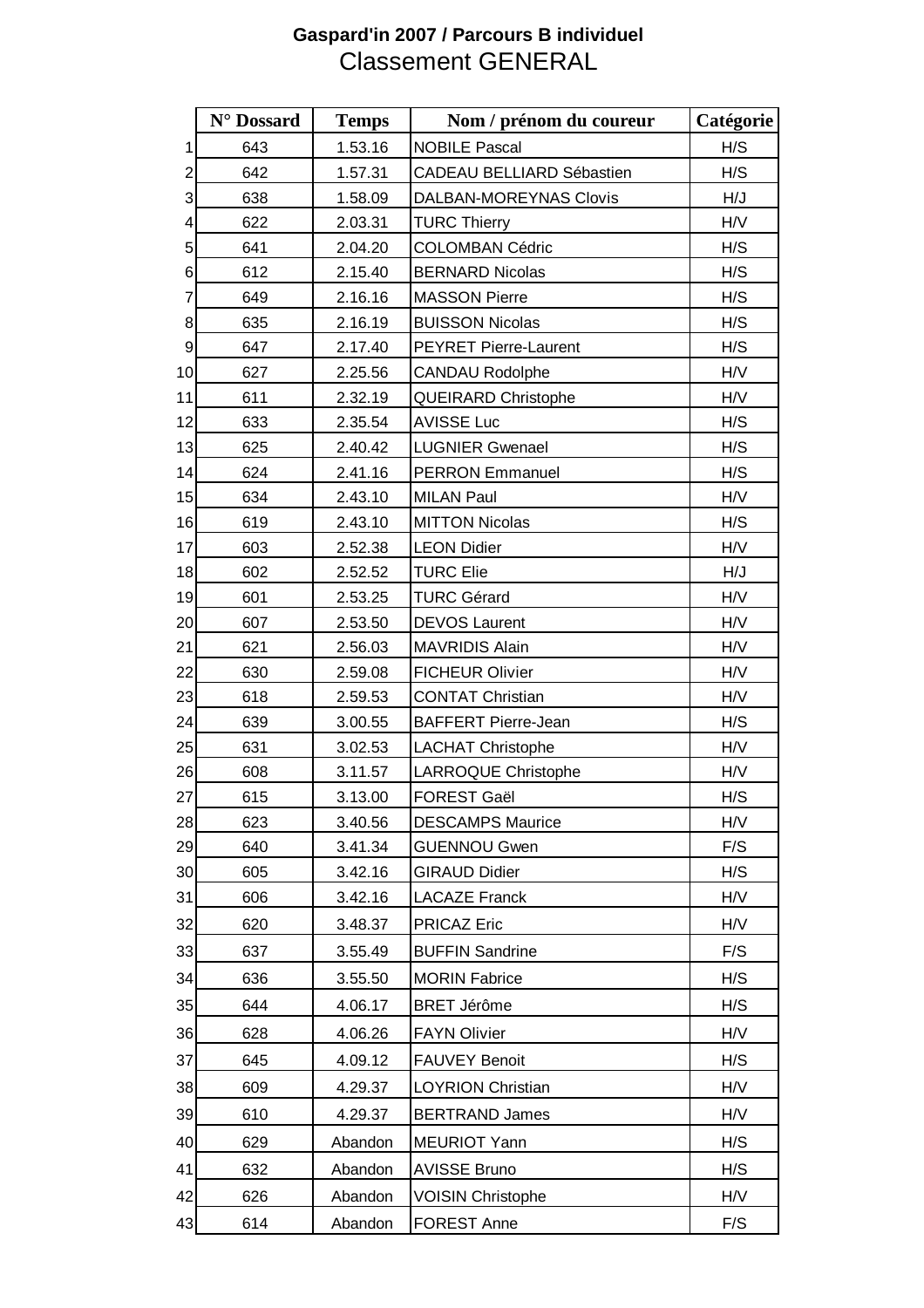**Gaspard'in 2007 / Parcours B individuel**

# Classement GENERAL

| | N° Dossard | Temps | Nom / prénom du coureur | Catégorie |
|---|---|---|---|---|
| 1 | 643 | 1.53.16 | NOBILE Pascal | H/S |
| 2 | 642 | 1.57.31 | CADEAU BELLIARD Sébastien | H/S |
| 3 | 638 | 1.58.09 | DALBAN-MOREYNAS Clovis | H/J |
| 4 | 622 | 2.03.31 | TURC Thierry | H/V |
| 5 | 641 | 2.04.20 | COLOMBAN Cédric | H/S |
| 6 | 612 | 2.15.40 | BERNARD Nicolas | H/S |
| 7 | 649 | 2.16.16 | MASSON Pierre | H/S |
| 8 | 635 | 2.16.19 | BUISSON Nicolas | H/S |
| 9 | 647 | 2.17.40 | PEYRET Pierre-Laurent | H/S |
| 10 | 627 | 2.25.56 | CANDAU Rodolphe | H/V |
| 11 | 611 | 2.32.19 | QUEIRARD Christophe | H/V |
| 12 | 633 | 2.35.54 | AVISSE Luc | H/S |
| 13 | 625 | 2.40.42 | LUGNIER Gwenael | H/S |
| 14 | 624 | 2.41.16 | PERRON Emmanuel | H/S |
| 15 | 634 | 2.43.10 | MILAN Paul | H/V |
| 16 | 619 | 2.43.10 | MITTON Nicolas | H/S |
| 17 | 603 | 2.52.38 | LEON Didier | H/V |
| 18 | 602 | 2.52.52 | TURC Elie | H/J |
| 19 | 601 | 2.53.25 | TURC Gérard | H/V |
| 20 | 607 | 2.53.50 | DEVOS Laurent | H/V |
| 21 | 621 | 2.56.03 | MAVRIDIS Alain | H/V |
| 22 | 630 | 2.59.08 | FICHEUR Olivier | H/V |
| 23 | 618 | 2.59.53 | CONTAT Christian | H/V |
| 24 | 639 | 3.00.55 | BAFFERT Pierre-Jean | H/S |
| 25 | 631 | 3.02.53 | LACHAT Christophe | H/V |
| 26 | 608 | 3.11.57 | LARROQUE Christophe | H/V |
| 27 | 615 | 3.13.00 | FOREST Gaël | H/S |
| 28 | 623 | 3.40.56 | DESCAMPS Maurice | H/V |
| 29 | 640 | 3.41.34 | GUENNOU Gwen | F/S |
| 30 | 605 | 3.42.16 | GIRAUD Didier | H/S |
| 31 | 606 | 3.42.16 | LACAZE Franck | H/V |
| 32 | 620 | 3.48.37 | PRICAZ Eric | H/V |
| 33 | 637 | 3.55.49 | BUFFIN Sandrine | F/S |
| 34 | 636 | 3.55.50 | MORIN Fabrice | H/S |
| 35 | 644 | 4.06.17 | BRET Jérôme | H/S |
| 36 | 628 | 4.06.26 | FAYN Olivier | H/V |
| 37 | 645 | 4.09.12 | FAUVEY Benoit | H/S |
| 38 | 609 | 4.29.37 | LOYRION Christian | H/V |
| 39 | 610 | 4.29.37 | BERTRAND James | H/V |
| 40 | 629 | Abandon | MEURIOT Yann | H/S |
| 41 | 632 | Abandon | AVISSE Bruno | H/S |
| 42 | 626 | Abandon | VOISIN Christophe | H/V |
| 43 | 614 | Abandon | FOREST Anne | F/S |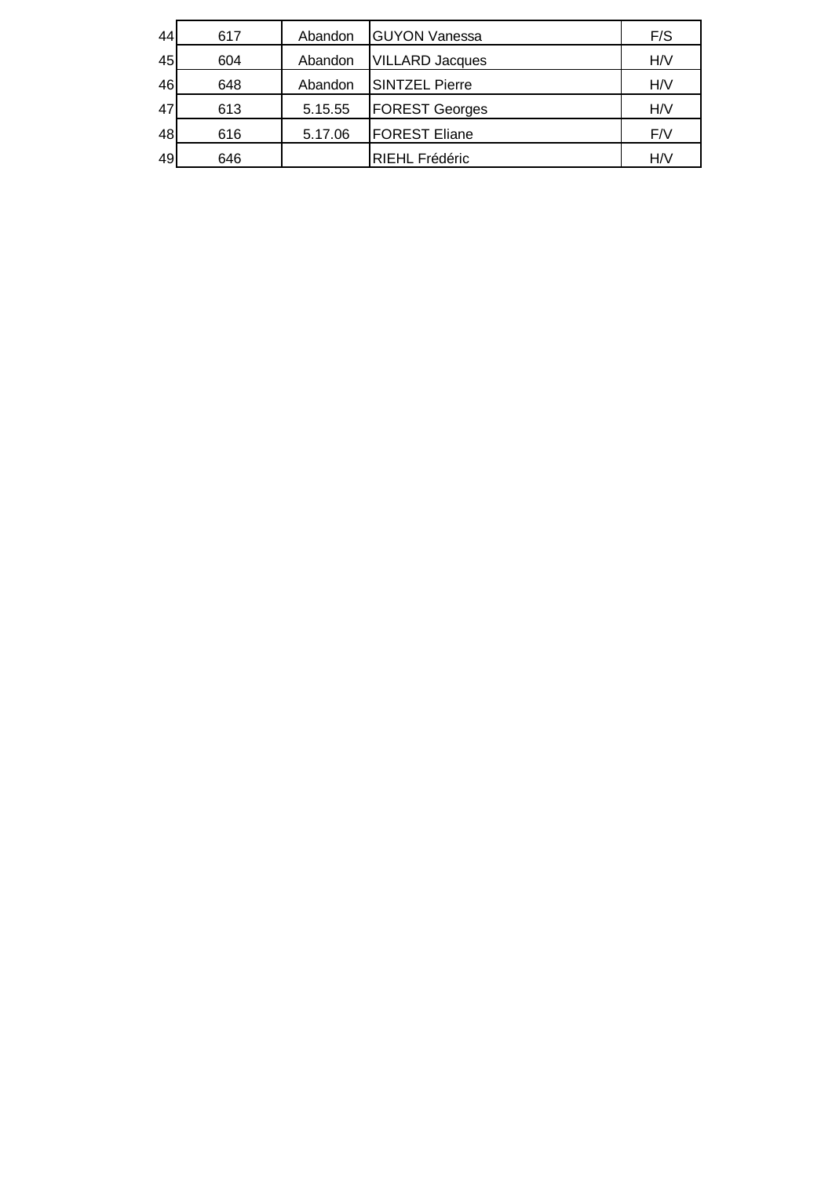| | | | | |
|---|---|---|---|---|
| 44 | 617 | Abandon | GUYON Vanessa | F/S |
| 45 | 604 | Abandon | VILLARD Jacques | H/V |
| 46 | 648 | Abandon | SINTZEL Pierre | H/V |
| 47 | 613 | 5.15.55 | FOREST Georges | H/V |
| 48 | 616 | 5.17.06 | FOREST Eliane | F/V |
| 49 | 646 | | RIEHL Frédéric | H/V |